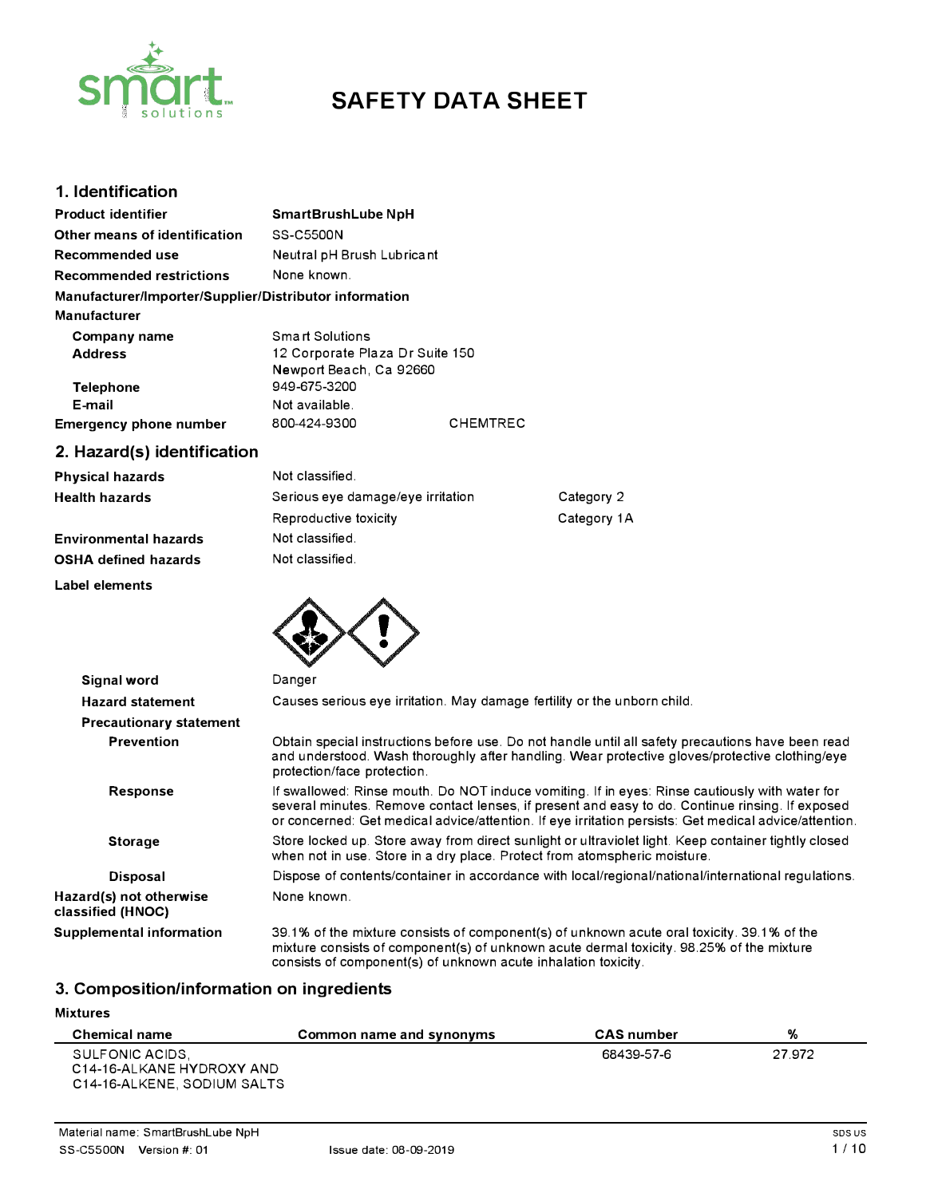# SAFETY DATA SHEET

## 1. Identification

| | |
|---|---|
| **Product identifier** | **SmartBrushLube NpH** |
| **Other means of identification** | SS-C5500N |
| **Recommended use** | Neutral pH Brush Lubricant |
| **Recommended restrictions** | None known. |

**Manufacturer/Importer/Supplier/Distributor information**

**Manufacturer**

| | |
|---|---|
| **Company name** | Smart Solutions |
| **Address** | 12 Corporate Plaza Dr Suite 150<br>Newport Beach, Ca 92660 |
| **Telephone** | 949-675-3200 |
| **E-mail** | Not available. |
| **Emergency phone number** | 800-424-9300 CHEMTREC |

## 2. Hazard(s) identification

| | | |
|---|---|---|
| **Physical hazards** | Not classified. | |
| **Health hazards** | Serious eye damage/eye irritation | Category 2 |
| | Reproductive toxicity | Category 1A |
| **Environmental hazards** | Not classified. | |
| **OSHA defined hazards** | Not classified. | |

**Label elements**

**Signal word** Danger

**Hazard statement** Causes serious eye irritation. May damage fertility or the unborn child.

**Precautionary statement**

**Prevention** Obtain special instructions before use. Do not handle until all safety precautions have been read and understood. Wash thoroughly after handling. Wear protective gloves/protective clothing/eye protection/face protection.

**Response** If swallowed: Rinse mouth. Do NOT induce vomiting. If in eyes: Rinse cautiously with water for several minutes. Remove contact lenses, if present and easy to do. Continue rinsing. If exposed or concerned: Get medical advice/attention. If eye irritation persists: Get medical advice/attention.

**Storage** Store locked up. Store away from direct sunlight or ultraviolet light. Keep container tightly closed when not in use. Store in a dry place. Protect from atomspheric moisture.

**Disposal** Dispose of contents/container in accordance with local/regional/national/international regulations.

**Hazard(s) not otherwise classified (HNOC)** None known.

**Supplemental information** 39.1% of the mixture consists of component(s) of unknown acute oral toxicity. 39.1% of the mixture consists of component(s) of unknown acute dermal toxicity. 98.25% of the mixture consists of component(s) of unknown acute inhalation toxicity.

## 3. Composition/information on ingredients

**Mixtures**

| Chemical name | Common name and synonyms | CAS number | % |
|---|---|---|---|
| SULFONIC ACIDS, C14-16-ALKANE HYDROXY AND C14-16-ALKENE, SODIUM SALTS | | 68439-57-6 | 27.972 |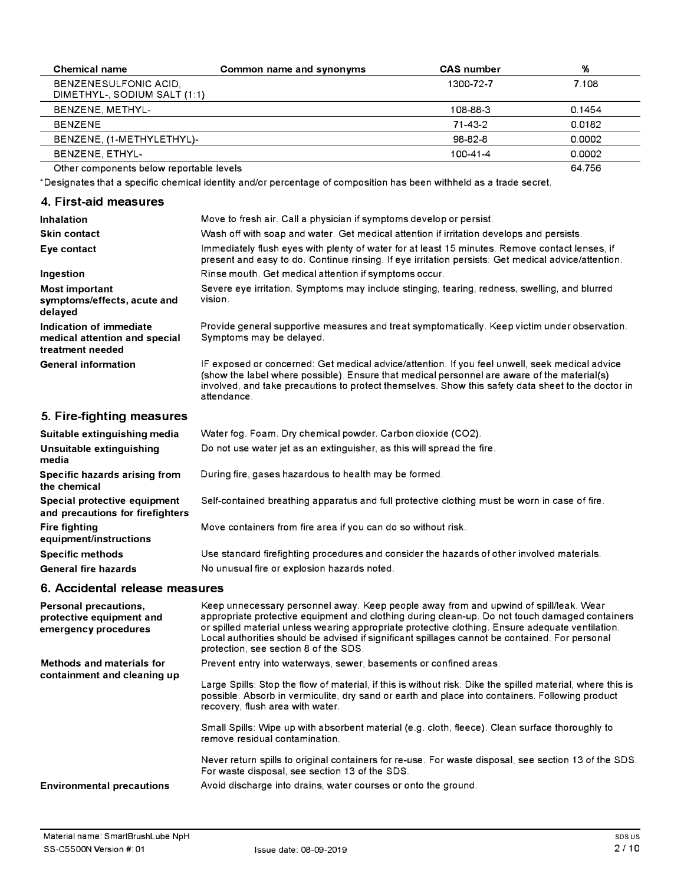| Chemical name | Common name and synonyms | CAS number | % |
| --- | --- | --- | --- |
| BENZENESULFONIC ACID, DIMETHYL-, SODIUM SALT (1:1) | | 1300-72-7 | 7.108 |
| BENZENE, METHYL- | | 108-88-3 | 0.1454 |
| BENZENE | | 71-43-2 | 0.0182 |
| BENZENE, (1-METHYLETHYL)- | | 98-82-8 | 0.0002 |
| BENZENE, ETHYL- | | 100-41-4 | 0.0002 |
| Other components below reportable levels | | | 64.756 |

*Designates that a specific chemical identity and/or percentage of composition has been withheld as a trade secret.

## 4. First-aid measures

**Inhalation** Move to fresh air. Call a physician if symptoms develop or persist.

**Skin contact** Wash off with soap and water. Get medical attention if irritation develops and persists.

**Eye contact** Immediately flush eyes with plenty of water for at least 15 minutes. Remove contact lenses, if present and easy to do. Continue rinsing. If eye irritation persists: Get medical advice/attention.

**Ingestion** Rinse mouth. Get medical attention if symptoms occur.

**Most important symptoms/effects, acute and delayed** Severe eye irritation. Symptoms may include stinging, tearing, redness, swelling, and blurred vision.

**Indication of immediate medical attention and special treatment needed** Provide general supportive measures and treat symptomatically. Keep victim under observation. Symptoms may be delayed.

**General information** IF exposed or concerned: Get medical advice/attention. If you feel unwell, seek medical advice (show the label where possible). Ensure that medical personnel are aware of the material(s) involved, and take precautions to protect themselves. Show this safety data sheet to the doctor in attendance.

## 5. Fire-fighting measures

**Suitable extinguishing media** Water fog. Foam. Dry chemical powder. Carbon dioxide ($CO_2$).

**Unsuitable extinguishing media** Do not use water jet as an extinguisher, as this will spread the fire.

**Specific hazards arising from the chemical** During fire, gases hazardous to health may be formed.

**Special protective equipment and precautions for firefighters** Self-contained breathing apparatus and full protective clothing must be worn in case of fire.

**Fire fighting equipment/instructions** Move containers from fire area if you can do so without risk.

**Specific methods** Use standard firefighting procedures and consider the hazards of other involved materials.

**General fire hazards** No unusual fire or explosion hazards noted.

## 6. Accidental release measures

**Personal precautions, protective equipment and emergency procedures** Keep unnecessary personnel away. Keep people away from and upwind of spill/leak. Wear appropriate protective equipment and clothing during clean-up. Do not touch damaged containers or spilled material unless wearing appropriate protective clothing. Ensure adequate ventilation. Local authorities should be advised if significant spillages cannot be contained. For personal protection, see section 8 of the SDS.

**Methods and materials for containment and cleaning up** Prevent entry into waterways, sewer, basements or confined areas.

Large Spills: Stop the flow of material, if this is without risk. Dike the spilled material, where this is possible. Absorb in vermiculite, dry sand or earth and place into containers. Following product recovery, flush area with water.

Small Spills: Wipe up with absorbent material (e.g. cloth, fleece). Clean surface thoroughly to remove residual contamination.

Never return spills to original containers for re-use. For waste disposal, see section 13 of the SDS. For waste disposal, see section 13 of the SDS.

**Environmental precautions** Avoid discharge into drains, water courses or onto the ground.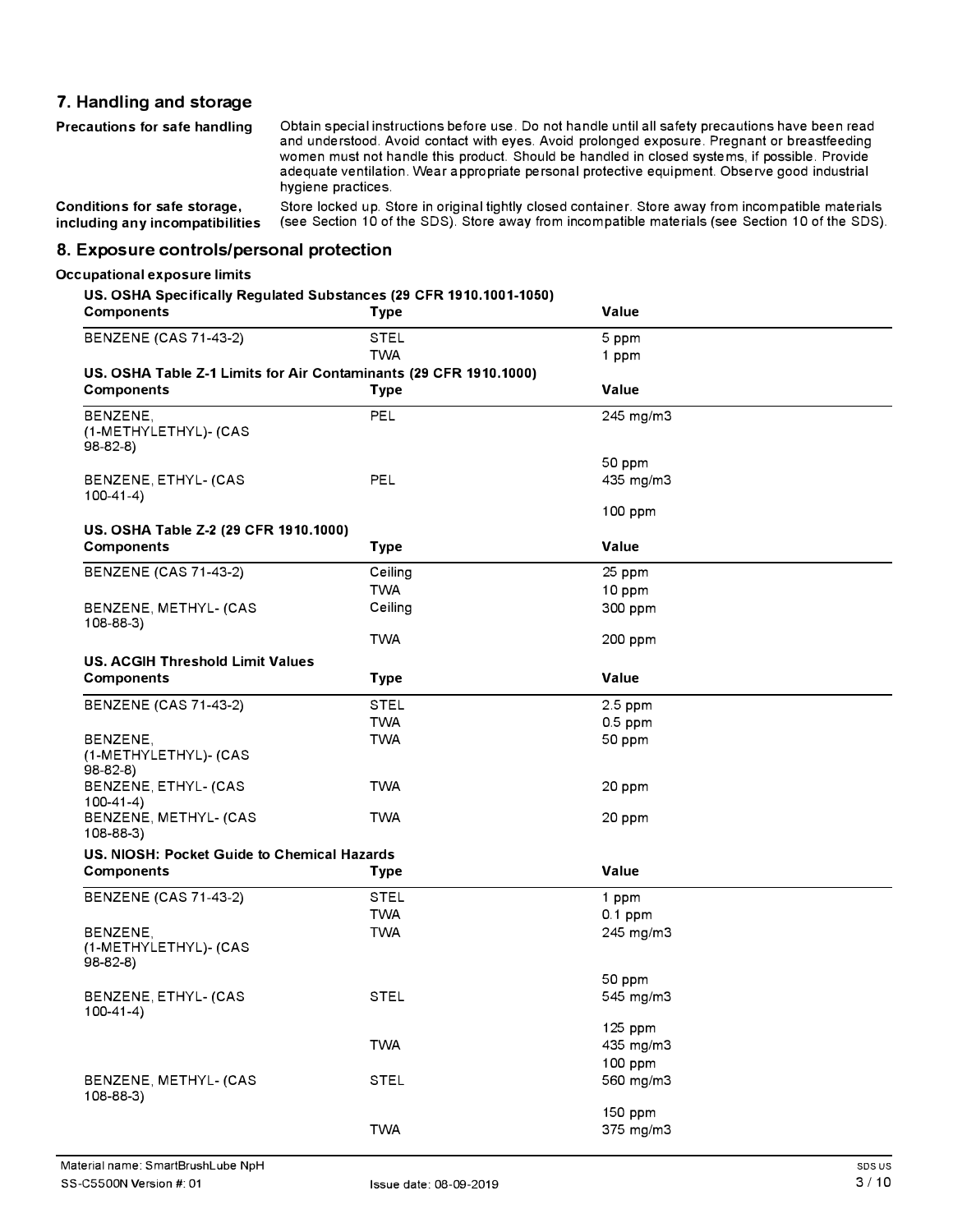## 7. Handling and storage

**Precautions for safe handling** Obtain special instructions before use. Do not handle until all safety precautions have been read and understood. Avoid contact with eyes. Avoid prolonged exposure. Pregnant or breastfeeding women must not handle this product. Should be handled in closed systems, if possible. Provide adequate ventilation. Wear appropriate personal protective equipment. Observe good industrial hygiene practices.

**Conditions for safe storage, including any incompatibilities** Store locked up. Store in original tightly closed container. Store away from incompatible materials (see Section 10 of the SDS). Store away from incompatible materials (see Section 10 of the SDS).

## 8. Exposure controls/personal protection

**Occupational exposure limits**

**US. OSHA Specifically Regulated Substances (29 CFR 1910.1001-1050)**

| Components | Type | Value |
|---|---|---|
| BENZENE (CAS 71-43-2) | STEL | 5 ppm |
| | TWA | 1 ppm |

**US. OSHA Table Z-1 Limits for Air Contaminants (29 CFR 1910.1000)**

| Components | Type | Value |
|---|---|---|
| BENZENE, (1-METHYLETHYL)- (CAS 98-82-8) | PEL | 245 mg/m3 |
| | | 50 ppm |
| BENZENE, ETHYL- (CAS 100-41-4) | PEL | 435 mg/m3 |
| | | 100 ppm |

**US. OSHA Table Z-2 (29 CFR 1910.1000)**

| Components | Type | Value |
|---|---|---|
| BENZENE (CAS 71-43-2) | Ceiling | 25 ppm |
| | TWA | 10 ppm |
| BENZENE, METHYL- (CAS 108-88-3) | Ceiling | 300 ppm |
| | TWA | 200 ppm |

**US. ACGIH Threshold Limit Values**

| Components | Type | Value |
|---|---|---|
| BENZENE (CAS 71-43-2) | STEL | 2.5 ppm |
| | TWA | 0.5 ppm |
| BENZENE, (1-METHYLETHYL)- (CAS 98-82-8) | TWA | 50 ppm |
| BENZENE, ETHYL- (CAS 100-41-4) | TWA | 20 ppm |
| BENZENE, METHYL- (CAS 108-88-3) | TWA | 20 ppm |

**US. NIOSH: Pocket Guide to Chemical Hazards**

| Components | Type | Value |
|---|---|---|
| BENZENE (CAS 71-43-2) | STEL | 1 ppm |
| | TWA | 0.1 ppm |
| BENZENE, (1-METHYLETHYL)- (CAS 98-82-8) | TWA | 245 mg/m3 |
| | | 50 ppm |
| BENZENE, ETHYL- (CAS 100-41-4) | STEL | 545 mg/m3 |
| | | 125 ppm |
| | TWA | 435 mg/m3 |
| | | 100 ppm |
| BENZENE, METHYL- (CAS 108-88-3) | STEL | 560 mg/m3 |
| | | 150 ppm |
| | TWA | 375 mg/m3 |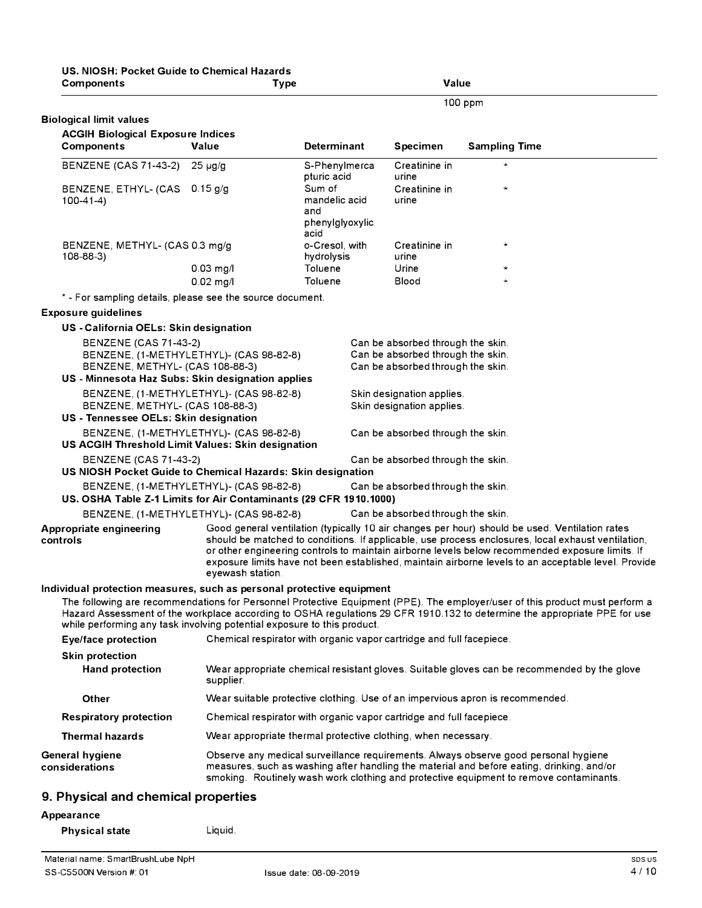**US. NIOSH: Pocket Guide to Chemical Hazards**

| Components | Type | Value |
|---|---|---|
| | | 100 ppm |

**Biological limit values**

**ACGIH Biological Exposure Indices**

| Components | Value | Determinant | Specimen | Sampling Time |
|---|---|---|---|---|
| BENZENE (CAS 71-43-2) | 25 µg/g | S-Phenylmercapturic acid | Creatinine in urine | * |
| BENZENE, ETHYL- (CAS 100-41-4) | 0.15 g/g | Sum of mandelic acid and phenylglyoxylic acid | Creatinine in urine | * |
| BENZENE, METHYL- (CAS 108-88-3) | 0.3 mg/g | o-Cresol, with hydrolysis | Creatinine in urine | * |
| | 0.03 mg/l | Toluene | Urine | * |
| | 0.02 mg/l | Toluene | Blood | * |

\* - For sampling details, please see the source document.

**Exposure guidelines**

**US - California OELs: Skin designation**

| | |
|---|---|
| BENZENE (CAS 71-43-2) | Can be absorbed through the skin. |
| BENZENE, (1-METHYLETHYL)- (CAS 98-82-8) | Can be absorbed through the skin. |
| BENZENE, METHYL- (CAS 108-88-3) | Can be absorbed through the skin. |

**US - Minnesota Haz Subs: Skin designation applies**

| | |
|---|---|
| BENZENE, (1-METHYLETHYL)- (CAS 98-82-8) | Skin designation applies. |
| BENZENE, METHYL- (CAS 108-88-3) | Skin designation applies. |

**US - Tennessee OELs: Skin designation**

| | |
|---|---|
| BENZENE, (1-METHYLETHYL)- (CAS 98-82-8) | Can be absorbed through the skin. |

**US ACGIH Threshold Limit Values: Skin designation**

| | |
|---|---|
| BENZENE (CAS 71-43-2) | Can be absorbed through the skin. |

**US NIOSH Pocket Guide to Chemical Hazards: Skin designation**

| | |
|---|---|
| BENZENE, (1-METHYLETHYL)- (CAS 98-82-8) | Can be absorbed through the skin. |

**US. OSHA Table Z-1 Limits for Air Contaminants (29 CFR 1910.1000)**

| | |
|---|---|
| BENZENE, (1-METHYLETHYL)- (CAS 98-82-8) | Can be absorbed through the skin. |

**Appropriate engineering controls**
Good general ventilation (typically 10 air changes per hour) should be used. Ventilation rates should be matched to conditions. If applicable, use process enclosures, local exhaust ventilation, or other engineering controls to maintain airborne levels below recommended exposure limits. If exposure limits have not been established, maintain airborne levels to an acceptable level. Provide eyewash station.

**Individual protection measures, such as personal protective equipment**

The following are recommendations for Personnel Protective Equipment (PPE). The employer/user of this product must perform a Hazard Assessment of the workplace according to OSHA regulations 29 CFR 1910.132 to determine the appropriate PPE for use while performing any task involving potential exposure to this product.

**Eye/face protection**
Chemical respirator with organic vapor cartridge and full facepiece.

**Skin protection**

**Hand protection**
Wear appropriate chemical resistant gloves. Suitable gloves can be recommended by the glove supplier.

**Other**
Wear suitable protective clothing. Use of an impervious apron is recommended.

**Respiratory protection**
Chemical respirator with organic vapor cartridge and full facepiece.

**Thermal hazards**
Wear appropriate thermal protective clothing, when necessary.

**General hygiene considerations**
Observe any medical surveillance requirements. Always observe good personal hygiene measures, such as washing after handling the material and before eating, drinking, and/or smoking. Routinely wash work clothing and protective equipment to remove contaminants.

## 9. Physical and chemical properties

**Appearance**

**Physical state** Liquid.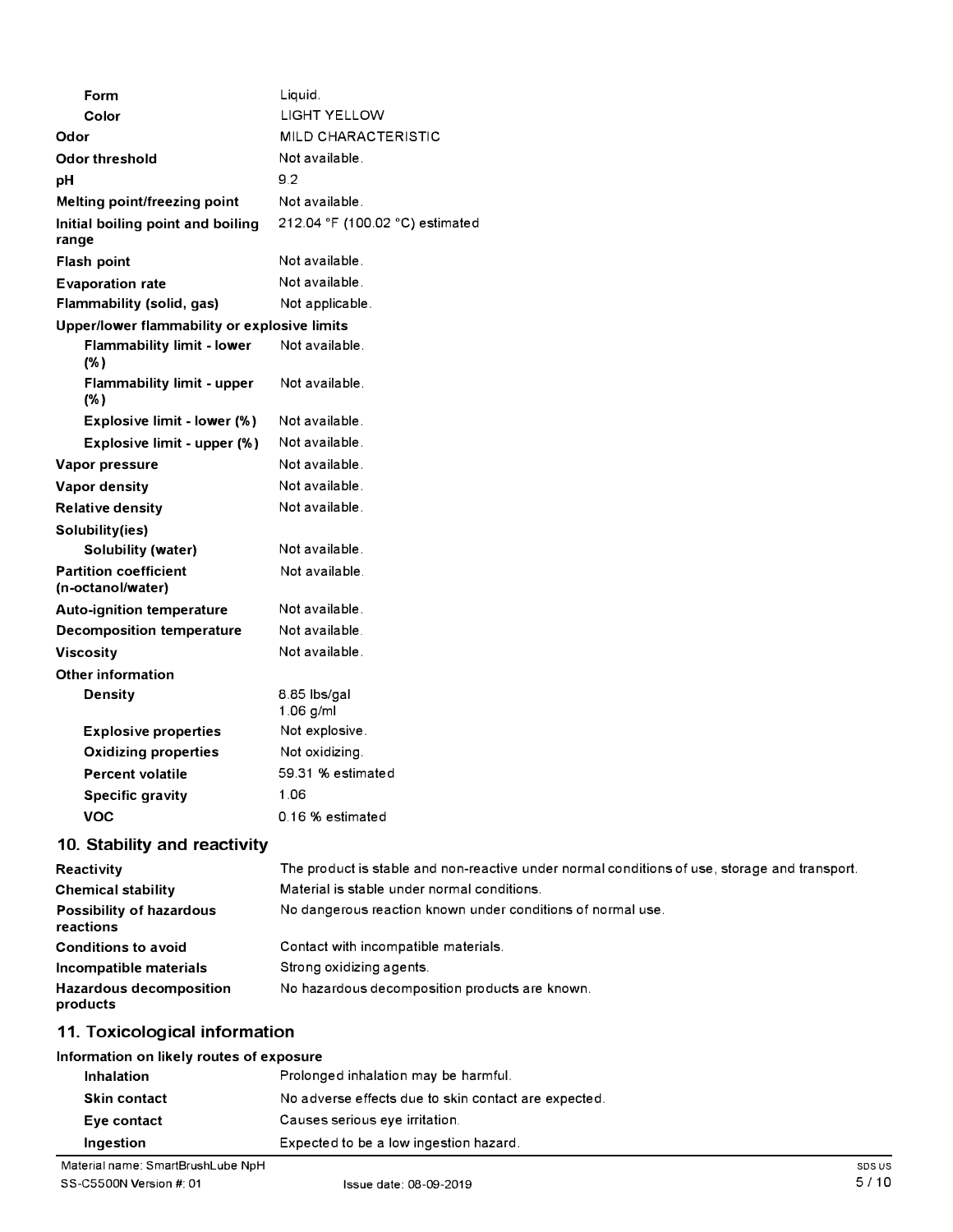| | |
|---|---|
| **Form** | Liquid. |
| **Color** | LIGHT YELLOW |
| **Odor** | MILD CHARACTERISTIC |
| **Odor threshold** | Not available. |
| **pH** | 9.2 |
| **Melting point/freezing point** | Not available. |
| **Initial boiling point and boiling range** | 212.04 °F (100.02 °C) estimated |
| **Flash point** | Not available. |
| **Evaporation rate** | Not available. |
| **Flammability (solid, gas)** | Not applicable. |
| **Upper/lower flammability or explosive limits** | |
| **Flammability limit - lower (%)** | Not available. |
| **Flammability limit - upper (%)** | Not available. |
| **Explosive limit - lower (%)** | Not available. |
| **Explosive limit - upper (%)** | Not available. |
| **Vapor pressure** | Not available. |
| **Vapor density** | Not available. |
| **Relative density** | Not available. |
| **Solubility(ies)** | |
| **Solubility (water)** | Not available. |
| **Partition coefficient (n-octanol/water)** | Not available. |
| **Auto-ignition temperature** | Not available. |
| **Decomposition temperature** | Not available. |
| **Viscosity** | Not available. |
| **Other information** | |
| **Density** | 8.85 lbs/gal<br>1.06 g/ml |
| **Explosive properties** | Not explosive. |
| **Oxidizing properties** | Not oxidizing. |
| **Percent volatile** | 59.31 % estimated |
| **Specific gravity** | 1.06 |
| **VOC** | 0.16 % estimated |

## 10. Stability and reactivity

| | |
|---|---|
| **Reactivity** | The product is stable and non-reactive under normal conditions of use, storage and transport. |
| **Chemical stability** | Material is stable under normal conditions. |
| **Possibility of hazardous reactions** | No dangerous reaction known under conditions of normal use. |
| **Conditions to avoid** | Contact with incompatible materials. |
| **Incompatible materials** | Strong oxidizing agents. |
| **Hazardous decomposition products** | No hazardous decomposition products are known. |

## 11. Toxicological information

**Information on likely routes of exposure**

| | |
|---|---|
| **Inhalation** | Prolonged inhalation may be harmful. |
| **Skin contact** | No adverse effects due to skin contact are expected. |
| **Eye contact** | Causes serious eye irritation. |
| **Ingestion** | Expected to be a low ingestion hazard. |

Material name: SmartBrushLube NpH
SS-C5500N Version #: 01 Issue date: 08-09-2019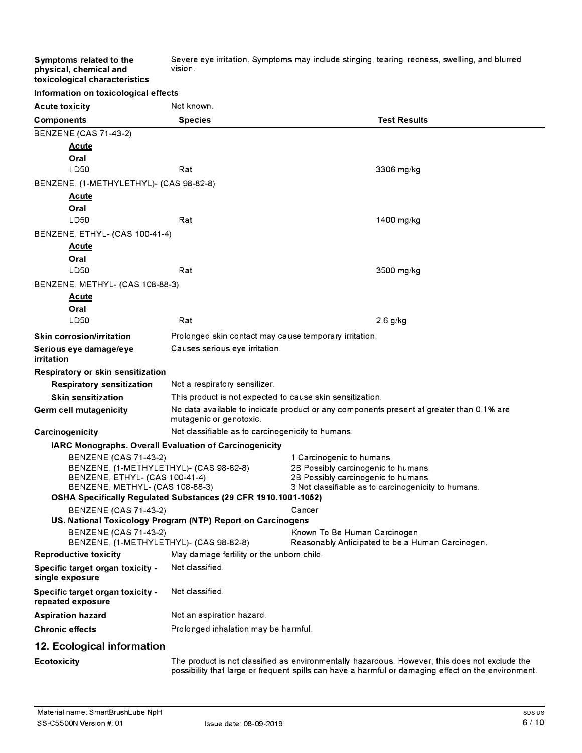| | |
|---|---|
| **Symptoms related to the physical, chemical and toxicological characteristics** | Severe eye irritation. Symptoms may include stinging, tearing, redness, swelling, and blurred vision. |

**Information on toxicological effects**

| | |
|---|---|
| **Acute toxicity** | Not known. |

| Components | Species | Test Results |
|---|---|---|
| BENZENE (CAS 71-43-2) | | |
| **Acute** | | |
| **Oral** | | |
| LD50 | Rat | 3306 mg/kg |
| BENZENE, (1-METHYLETHYL)- (CAS 98-82-8) | | |
| **Acute** | | |
| **Oral** | | |
| LD50 | Rat | 1400 mg/kg |
| BENZENE, ETHYL- (CAS 100-41-4) | | |
| **Acute** | | |
| **Oral** | | |
| LD50 | Rat | 3500 mg/kg |
| BENZENE, METHYL- (CAS 108-88-3) | | |
| **Acute** | | |
| **Oral** | | |
| LD50 | Rat | 2.6 g/kg |

| | |
|---|---|
| **Skin corrosion/irritation** | Prolonged skin contact may cause temporary irritation. |
| **Serious eye damage/eye irritation** | Causes serious eye irritation. |
| **Respiratory or skin sensitization** | |
| **Respiratory sensitization** | Not a respiratory sensitizer. |
| **Skin sensitization** | This product is not expected to cause skin sensitization. |
| **Germ cell mutagenicity** | No data available to indicate product or any components present at greater than 0.1% are mutagenic or genotoxic. |
| **Carcinogenicity** | Not classifiable as to carcinogenicity to humans. |

**IARC Monographs. Overall Evaluation of Carcinogenicity**

| | |
|---|---|
| BENZENE (CAS 71-43-2) | 1 Carcinogenic to humans. |
| BENZENE, (1-METHYLETHYL)- (CAS 98-82-8) | 2B Possibly carcinogenic to humans. |
| BENZENE, ETHYL- (CAS 100-41-4) | 2B Possibly carcinogenic to humans. |
| BENZENE, METHYL- (CAS 108-88-3) | 3 Not classifiable as to carcinogenicity to humans. |

**OSHA Specifically Regulated Substances (29 CFR 1910.1001-1052)**

| | |
|---|---|
| BENZENE (CAS 71-43-2) | Cancer |

**US. National Toxicology Program (NTP) Report on Carcinogens**

| | |
|---|---|
| BENZENE (CAS 71-43-2) | Known To Be Human Carcinogen. |
| BENZENE, (1-METHYLETHYL)- (CAS 98-82-8) | Reasonably Anticipated to be a Human Carcinogen. |

| | |
|---|---|
| **Reproductive toxicity** | May damage fertility or the unborn child. |
| **Specific target organ toxicity - single exposure** | Not classified. |
| **Specific target organ toxicity - repeated exposure** | Not classified. |
| **Aspiration hazard** | Not an aspiration hazard. |
| **Chronic effects** | Prolonged inhalation may be harmful. |

## 12. Ecological information

| | |
|---|---|
| **Ecotoxicity** | The product is not classified as environmentally hazardous. However, this does not exclude the possibility that large or frequent spills can have a harmful or damaging effect on the environment. |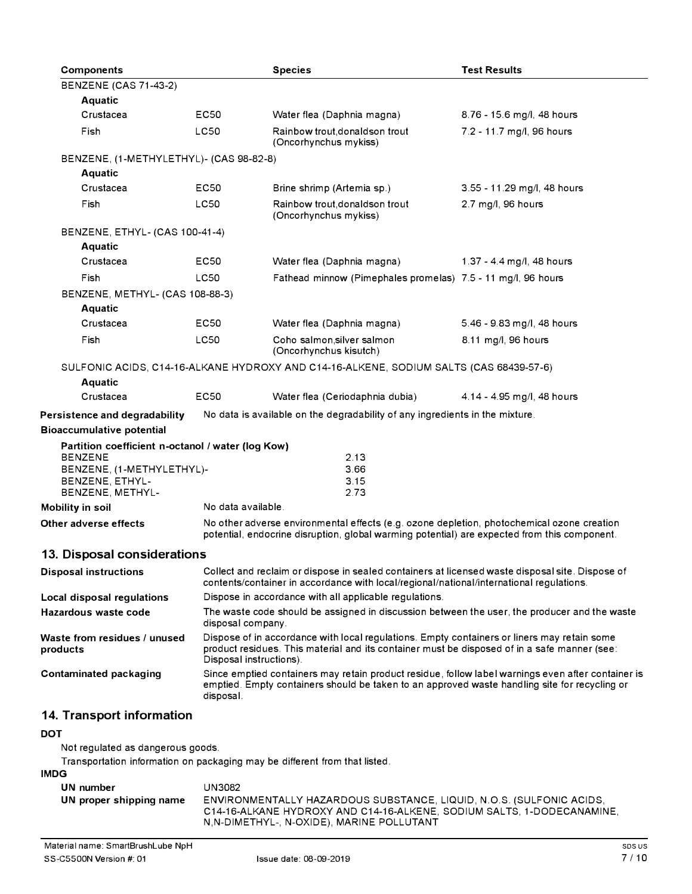| Components | | Species | Test Results |
|---|---|---|---|
| BENZENE (CAS 71-43-2) | | | |
| **Aquatic** | | | |
| Crustacea | EC50 | Water flea (Daphnia magna) | 8.76 - 15.6 mg/l, 48 hours |
| Fish | LC50 | Rainbow trout,donaldson trout (Oncorhynchus mykiss) | 7.2 - 11.7 mg/l, 96 hours |
| BENZENE, (1-METHYLETHYL)- (CAS 98-82-8) | | | |
| **Aquatic** | | | |
| Crustacea | EC50 | Brine shrimp (Artemia sp.) | 3.55 - 11.29 mg/l, 48 hours |
| Fish | LC50 | Rainbow trout,donaldson trout (Oncorhynchus mykiss) | 2.7 mg/l, 96 hours |
| BENZENE, ETHYL- (CAS 100-41-4) | | | |
| **Aquatic** | | | |
| Crustacea | EC50 | Water flea (Daphnia magna) | 1.37 - 4.4 mg/l, 48 hours |
| Fish | LC50 | Fathead minnow (Pimephales promelas) | 7.5 - 11 mg/l, 96 hours |
| BENZENE, METHYL- (CAS 108-88-3) | | | |
| **Aquatic** | | | |
| Crustacea | EC50 | Water flea (Daphnia magna) | 5.46 - 9.83 mg/l, 48 hours |
| Fish | LC50 | Coho salmon,silver salmon (Oncorhynchus kisutch) | 8.11 mg/l, 96 hours |
| SULFONIC ACIDS, C14-16-ALKANE HYDROXY AND C14-16-ALKENE, SODIUM SALTS (CAS 68439-57-6) | | | |
| **Aquatic** | | | |
| Crustacea | EC50 | Water flea (Ceriodaphnia dubia) | 4.14 - 4.95 mg/l, 48 hours |

**Persistence and degradability** No data is available on the degradability of any ingredients in the mixture.

**Bioaccumulative potential**

**Partition coefficient n-octanol / water (log Kow)**

| | |
|---|---|
| BENZENE | 2.13 |
| BENZENE, (1-METHYLETHYL)- | 3.66 |
| BENZENE, ETHYL- | 3.15 |
| BENZENE, METHYL- | 2.73 |

**Mobility in soil** No data available.

**Other adverse effects** No other adverse environmental effects (e.g. ozone depletion, photochemical ozone creation potential, endocrine disruption, global warming potential) are expected from this component.

## 13. Disposal considerations

**Disposal instructions** Collect and reclaim or dispose in sealed containers at licensed waste disposal site. Dispose of contents/container in accordance with local/regional/national/international regulations.

**Local disposal regulations** Dispose in accordance with all applicable regulations.

**Hazardous waste code** The waste code should be assigned in discussion between the user, the producer and the waste disposal company.

**Waste from residues / unused products** Dispose of in accordance with local regulations. Empty containers or liners may retain some product residues. This material and its container must be disposed of in a safe manner (see: Disposal instructions).

**Contaminated packaging** Since emptied containers may retain product residue, follow label warnings even after container is emptied. Empty containers should be taken to an approved waste handling site for recycling or disposal.

## 14. Transport information

**DOT**

Not regulated as dangerous goods.

Transportation information on packaging may be different from that listed.

**IMDG**

**UN number** UN3082

**UN proper shipping name** ENVIRONMENTALLY HAZARDOUS SUBSTANCE, LIQUID, N.O.S. (SULFONIC ACIDS, C14-16-ALKANE HYDROXY AND C14-16-ALKENE, SODIUM SALTS, 1-DODECANAMINE, N,N-DIMETHYL-, N-OXIDE), MARINE POLLUTANT

Material name: SmartBrushLube NpH

SS-C5500N Version #: 01 Issue date: 08-09-2019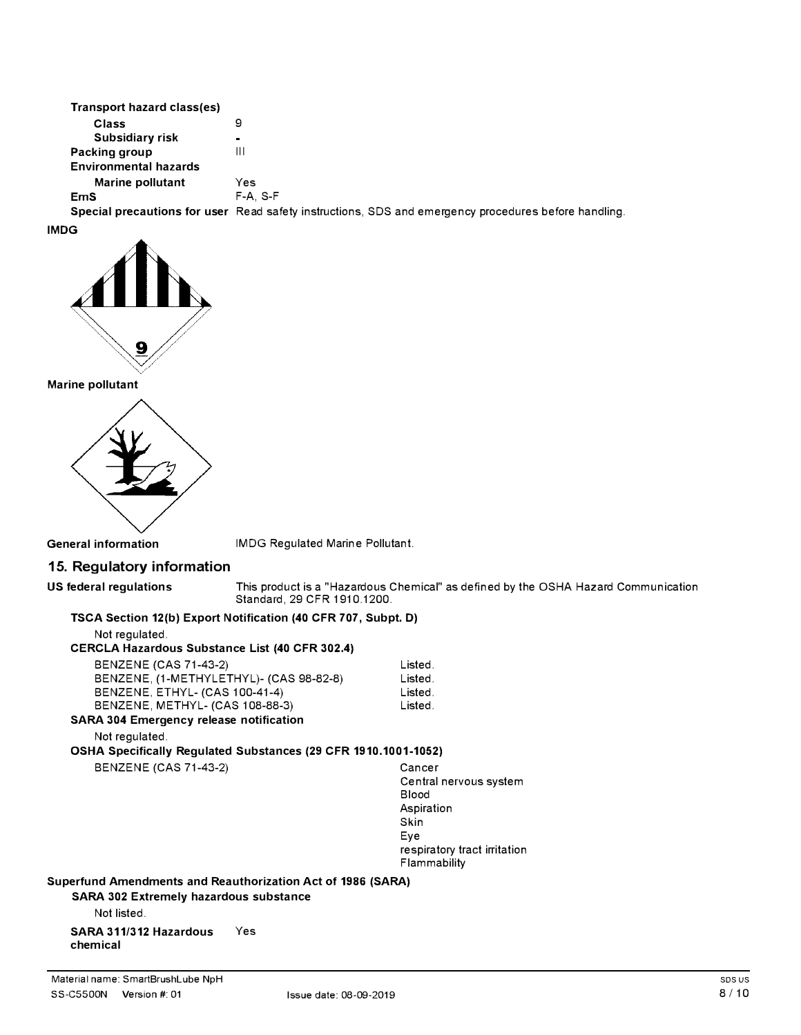**Transport hazard class(es)**

| | |
|---|---|
| **Class** | 9 |
| **Subsidiary risk** | - |
| **Packing group** | III |
| **Environmental hazards** | |
| **Marine pollutant** | Yes |
| **EmS** | F-A, S-F |
| **Special precautions for user** | Read safety instructions, SDS and emergency procedures before handling. |

**IMDG**

**Marine pollutant**

**General information** IMDG Regulated Marine Pollutant.

## 15. Regulatory information

**US federal regulations** This product is a "Hazardous Chemical" as defined by the OSHA Hazard Communication Standard, 29 CFR 1910.1200.

**TSCA Section 12(b) Export Notification (40 CFR 707, Subpt. D)**

Not regulated.

**CERCLA Hazardous Substance List (40 CFR 302.4)**

| | |
|---|---|
| BENZENE (CAS 71-43-2) | Listed. |
| BENZENE, (1-METHYLETHYL)- (CAS 98-82-8) | Listed. |
| BENZENE, ETHYL- (CAS 100-41-4) | Listed. |
| BENZENE, METHYL- (CAS 108-88-3) | Listed. |

**SARA 304 Emergency release notification**

Not regulated.

**OSHA Specifically Regulated Substances (29 CFR 1910.1001-1052)**

BENZENE (CAS 71-43-2)
- Cancer
- Central nervous system
- Blood
- Aspiration
- Skin
- Eye
- respiratory tract irritation
- Flammability

**Superfund Amendments and Reauthorization Act of 1986 (SARA)**

**SARA 302 Extremely hazardous substance**

Not listed.

**SARA 311/312 Hazardous chemical** Yes

Material name: SmartBrushLube NpH

SS-C5500N Version #: 01 Issue date: 08-09-2019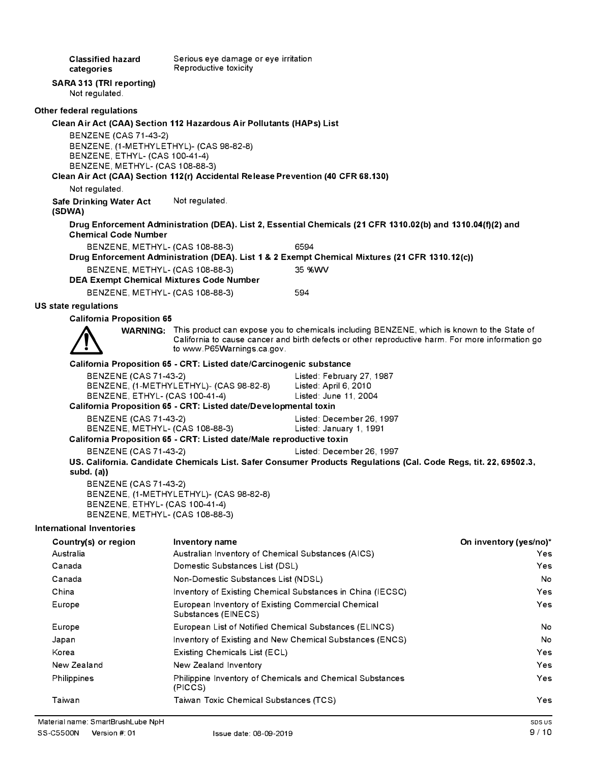**Classified hazard categories** Serious eye damage or eye irritation
Reproductive toxicity

**SARA 313 (TRI reporting)**
Not regulated.

**Other federal regulations**

**Clean Air Act (CAA) Section 112 Hazardous Air Pollutants (HAPs) List**

BENZENE (CAS 71-43-2)
BENZENE, (1-METHYLETHYL)- (CAS 98-82-8)
BENZENE, ETHYL- (CAS 100-41-4)
BENZENE, METHYL- (CAS 108-88-3)

**Clean Air Act (CAA) Section 112(r) Accidental Release Prevention (40 CFR 68.130)**

Not regulated.

**Safe Drinking Water Act (SDWA)** Not regulated.

**Drug Enforcement Administration (DEA). List 2, Essential Chemicals (21 CFR 1310.02(b) and 1310.04(f)(2) and Chemical Code Number**

BENZENE, METHYL- (CAS 108-88-3) 6594

**Drug Enforcement Administration (DEA). List 1 & 2 Exempt Chemical Mixtures (21 CFR 1310.12(c))**

BENZENE, METHYL- (CAS 108-88-3) 35 %WV

**DEA Exempt Chemical Mixtures Code Number**

BENZENE, METHYL- (CAS 108-88-3) 594

**US state regulations**

**California Proposition 65**

**WARNING:** This product can expose you to chemicals including BENZENE, which is known to the State of California to cause cancer and birth defects or other reproductive harm. For more information go to www.P65Warnings.ca.gov.

**California Proposition 65 - CRT: Listed date/Carcinogenic substance**

BENZENE (CAS 71-43-2) Listed: February 27, 1987
BENZENE, (1-METHYLETHYL)- (CAS 98-82-8) Listed: April 6, 2010
BENZENE, ETHYL- (CAS 100-41-4) Listed: June 11, 2004

**California Proposition 65 - CRT: Listed date/Developmental toxin**

BENZENE (CAS 71-43-2) Listed: December 26, 1997
BENZENE, METHYL- (CAS 108-88-3) Listed: January 1, 1991

**California Proposition 65 - CRT: Listed date/Male reproductive toxin**

BENZENE (CAS 71-43-2) Listed: December 26, 1997

**US. California. Candidate Chemicals List. Safer Consumer Products Regulations (Cal. Code Regs, tit. 22, 69502.3, subd. (a))**

BENZENE (CAS 71-43-2)
BENZENE, (1-METHYLETHYL)- (CAS 98-82-8)
BENZENE, ETHYL- (CAS 100-41-4)
BENZENE, METHYL- (CAS 108-88-3)

**International Inventories**

| Country(s) or region | Inventory name | On inventory (yes/no)* |
|---|---|---|
| Australia | Australian Inventory of Chemical Substances (AICS) | Yes |
| Canada | Domestic Substances List (DSL) | Yes |
| Canada | Non-Domestic Substances List (NDSL) | No |
| China | Inventory of Existing Chemical Substances in China (IECSC) | Yes |
| Europe | European Inventory of Existing Commercial Chemical Substances (EINECS) | Yes |
| Europe | European List of Notified Chemical Substances (ELINCS) | No |
| Japan | Inventory of Existing and New Chemical Substances (ENCS) | No |
| Korea | Existing Chemicals List (ECL) | Yes |
| New Zealand | New Zealand Inventory | Yes |
| Philippines | Philippine Inventory of Chemicals and Chemical Substances (PICCS) | Yes |
| Taiwan | Taiwan Toxic Chemical Substances (TCS) | Yes |

Material name: SmartBrushLube NpH
SS-C5500N Version #: 01 Issue date: 08-09-2019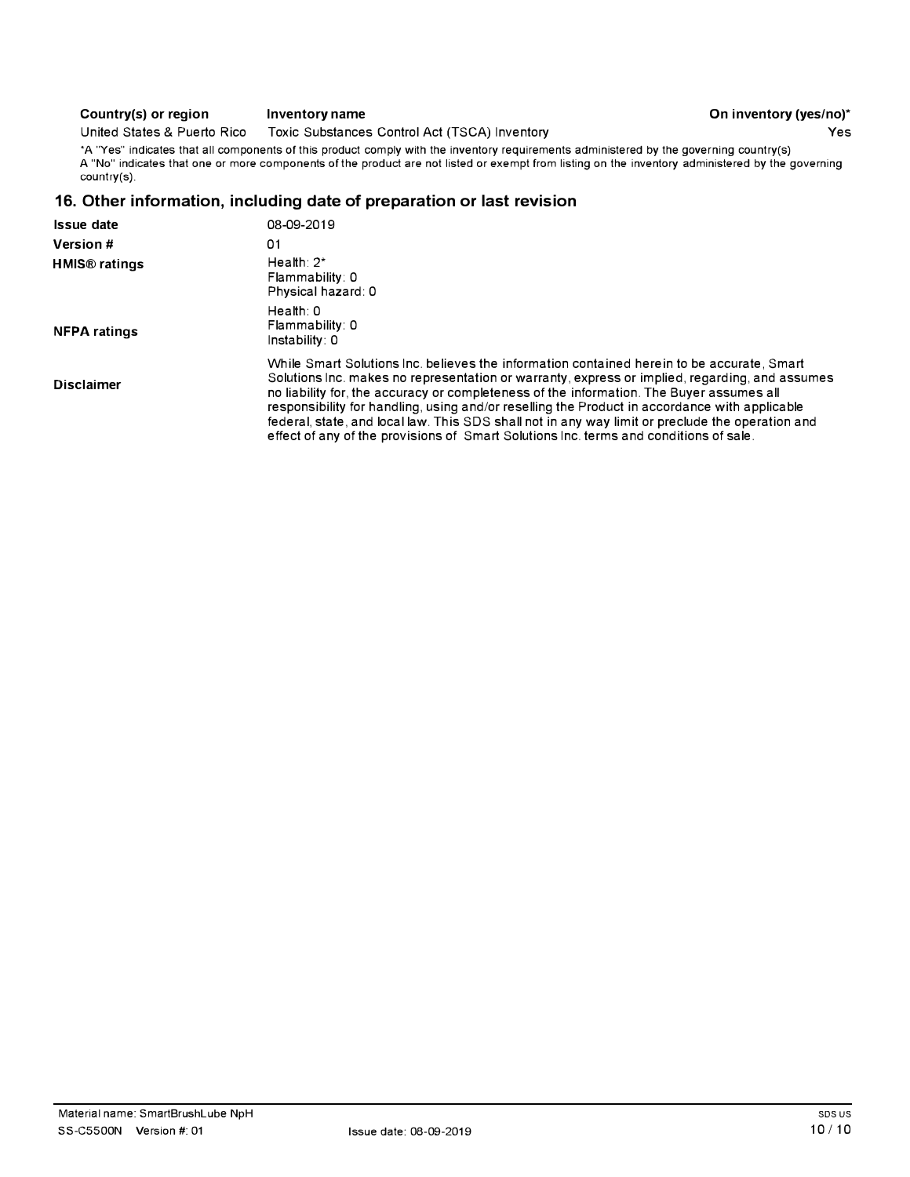| Country(s) or region | Inventory name | On inventory (yes/no)* |
| --- | --- | --- |
| United States & Puerto Rico | Toxic Substances Control Act (TSCA) Inventory | Yes |

*A "Yes" indicates that all components of this product comply with the inventory requirements administered by the governing country(s)
A "No" indicates that one or more components of the product are not listed or exempt from listing on the inventory administered by the governing country(s).

## 16. Other information, including date of preparation or last revision

**Issue date** 08-09-2019

**Version #** 01

**HMIS® ratings**
Health: 2*
Flammability: 0
Physical hazard: 0

**NFPA ratings**
Health: 0
Flammability: 0
Instability: 0

**Disclaimer**
While Smart Solutions Inc. believes the information contained herein to be accurate, Smart Solutions Inc. makes no representation or warranty, express or implied, regarding, and assumes no liability for, the accuracy or completeness of the information. The Buyer assumes all responsibility for handling, using and/or reselling the Product in accordance with applicable federal, state, and local law. This SDS shall not in any way limit or preclude the operation and effect of any of the provisions of Smart Solutions Inc. terms and conditions of sale.